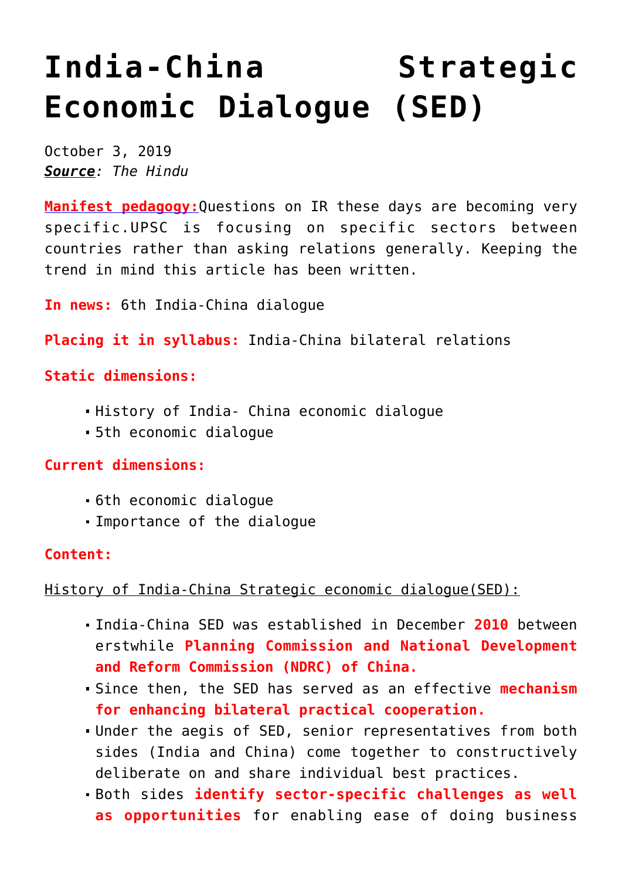# India-China Strategic Economic Dialogue (SED)

October 3, 2019
***Source**: The Hindu*

**Manifest pedagogy:**Questions on IR these days are becoming very specific.UPSC is focusing on specific sectors between countries rather than asking relations generally. Keeping the trend in mind this article has been written.

**In news:** 6th India-China dialogue

**Placing it in syllabus:** India-China bilateral relations

**Static dimensions:**

- History of India- China economic dialogue
- 5th economic dialogue

**Current dimensions:**

- 6th economic dialogue
- Importance of the dialogue

**Content:**

History of India-China Strategic economic dialogue(SED):

- India-China SED was established in December **2010** between erstwhile **Planning Commission and National Development and Reform Commission (NDRC) of China.**
- Since then, the SED has served as an effective **mechanism for enhancing bilateral practical cooperation.**
- Under the aegis of SED, senior representatives from both sides (India and China) come together to constructively deliberate on and share individual best practices.
- Both sides **identify sector-specific challenges as well as opportunities** for enabling ease of doing business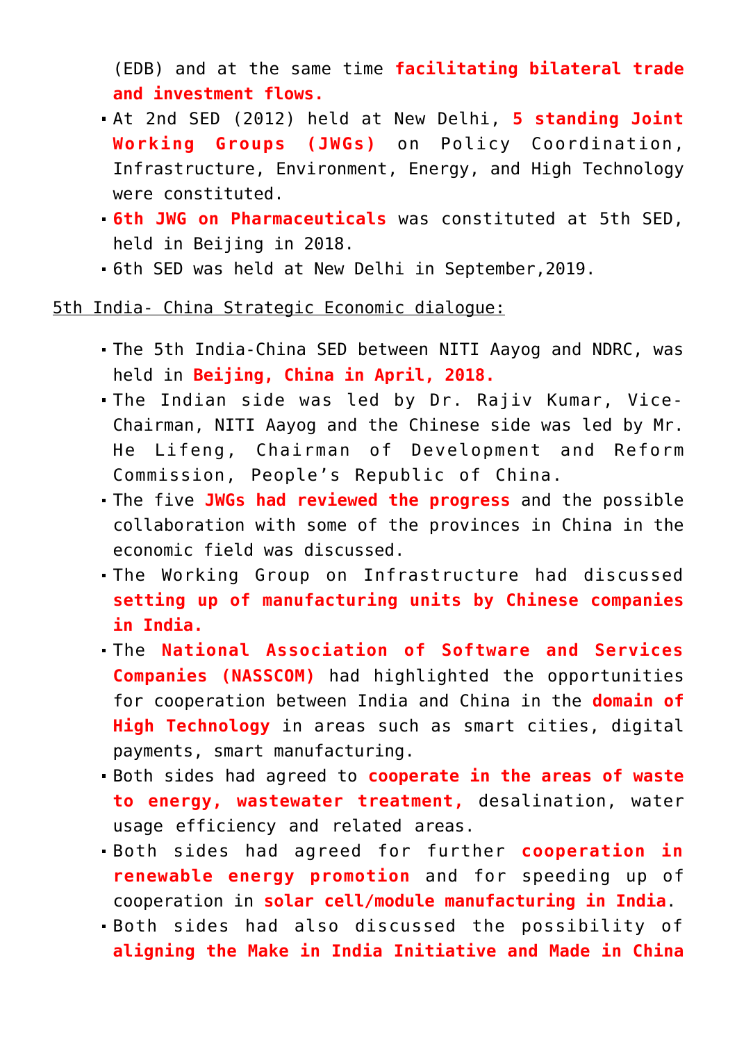(EDB) and at the same time **facilitating bilateral trade and investment flows.**

- At 2nd SED (2012) held at New Delhi, **5 standing Joint Working Groups (JWGs)** on Policy Coordination, Infrastructure, Environment, Energy, and High Technology were constituted.
- **6th JWG on Pharmaceuticals** was constituted at 5th SED, held in Beijing in 2018.
- 6th SED was held at New Delhi in September,2019.

<u>5th India- China Strategic Economic dialogue:</u>

- The 5th India-China SED between NITI Aayog and NDRC, was held in **Beijing, China in April, 2018.**
- The Indian side was led by Dr. Rajiv Kumar, Vice-Chairman, NITI Aayog and the Chinese side was led by Mr. He Lifeng, Chairman of Development and Reform Commission, People's Republic of China.
- The five **JWGs had reviewed the progress** and the possible collaboration with some of the provinces in China in the economic field was discussed.
- The Working Group on Infrastructure had discussed **setting up of manufacturing units by Chinese companies in India.**
- The **National Association of Software and Services Companies (NASSCOM)** had highlighted the opportunities for cooperation between India and China in the **domain of High Technology** in areas such as smart cities, digital payments, smart manufacturing.
- Both sides had agreed to **cooperate in the areas of waste to energy, wastewater treatment,** desalination, water usage efficiency and related areas.
- Both sides had agreed for further **cooperation in renewable energy promotion** and for speeding up of cooperation in **solar cell/module manufacturing in India**.
- Both sides had also discussed the possibility of **aligning the Make in India Initiative and Made in China**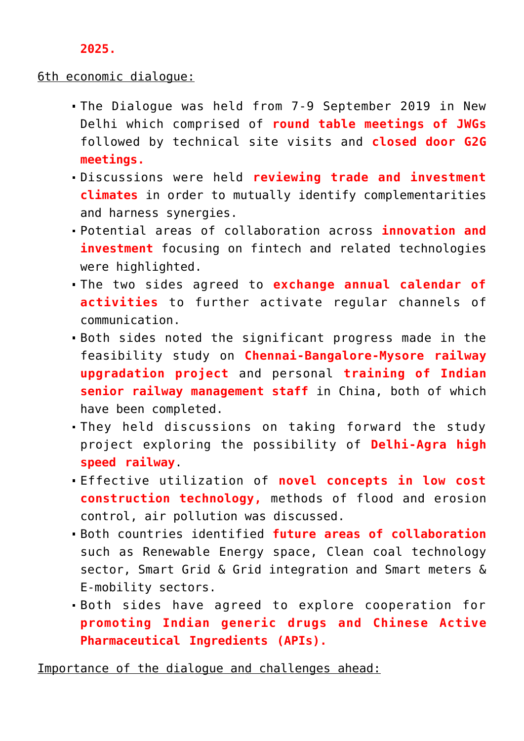**2025.**

6th economic dialogue:

- The Dialogue was held from 7-9 September 2019 in New Delhi which comprised of **round table meetings of JWGs** followed by technical site visits and **closed door G2G meetings.**
- Discussions were held **reviewing trade and investment climates** in order to mutually identify complementarities and harness synergies.
- Potential areas of collaboration across **innovation and investment** focusing on fintech and related technologies were highlighted.
- The two sides agreed to **exchange annual calendar of activities** to further activate regular channels of communication.
- Both sides noted the significant progress made in the feasibility study on **Chennai-Bangalore-Mysore railway upgradation project** and personal **training of Indian senior railway management staff** in China, both of which have been completed.
- They held discussions on taking forward the study project exploring the possibility of **Delhi-Agra high speed railway**.
- Effective utilization of **novel concepts in low cost construction technology,** methods of flood and erosion control, air pollution was discussed.
- Both countries identified **future areas of collaboration** such as Renewable Energy space, Clean coal technology sector, Smart Grid & Grid integration and Smart meters & E-mobility sectors.
- Both sides have agreed to explore cooperation for **promoting Indian generic drugs and Chinese Active Pharmaceutical Ingredients (APIs).**

Importance of the dialogue and challenges ahead: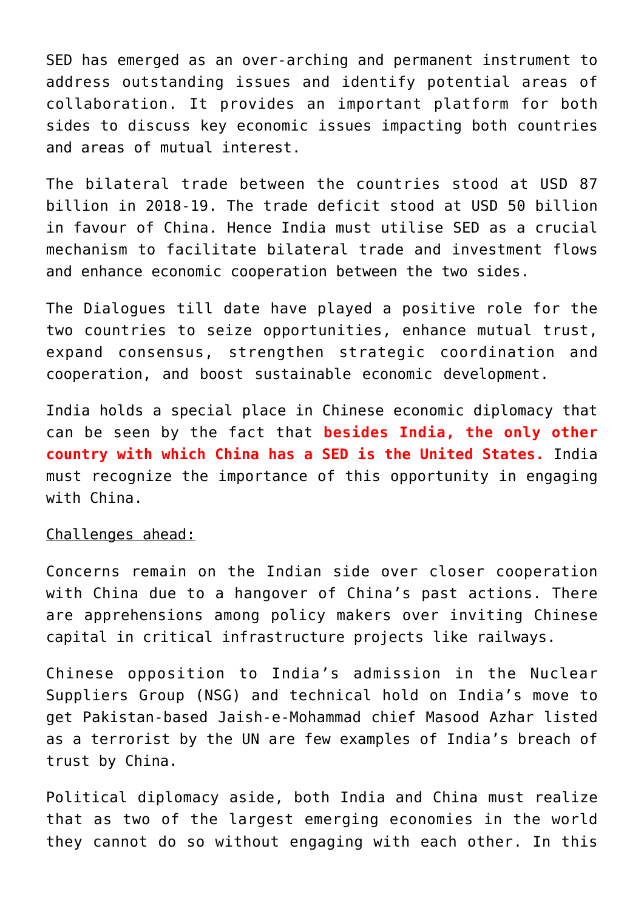SED has emerged as an over-arching and permanent instrument to address outstanding issues and identify potential areas of collaboration. It provides an important platform for both sides to discuss key economic issues impacting both countries and areas of mutual interest.

The bilateral trade between the countries stood at USD 87 billion in 2018-19. The trade deficit stood at USD 50 billion in favour of China. Hence India must utilise SED as a crucial mechanism to facilitate bilateral trade and investment flows and enhance economic cooperation between the two sides.

The Dialogues till date have played a positive role for the two countries to seize opportunities, enhance mutual trust, expand consensus, strengthen strategic coordination and cooperation, and boost sustainable economic development.

India holds a special place in Chinese economic diplomacy that can be seen by the fact that **besides India, the only other country with which China has a SED is the United States.** India must recognize the importance of this opportunity in engaging with China.

Challenges ahead:

Concerns remain on the Indian side over closer cooperation with China due to a hangover of China's past actions. There are apprehensions among policy makers over inviting Chinese capital in critical infrastructure projects like railways.

Chinese opposition to India's admission in the Nuclear Suppliers Group (NSG) and technical hold on India's move to get Pakistan-based Jaish-e-Mohammad chief Masood Azhar listed as a terrorist by the UN are few examples of India's breach of trust by China.

Political diplomacy aside, both India and China must realize that as two of the largest emerging economies in the world they cannot do so without engaging with each other. In this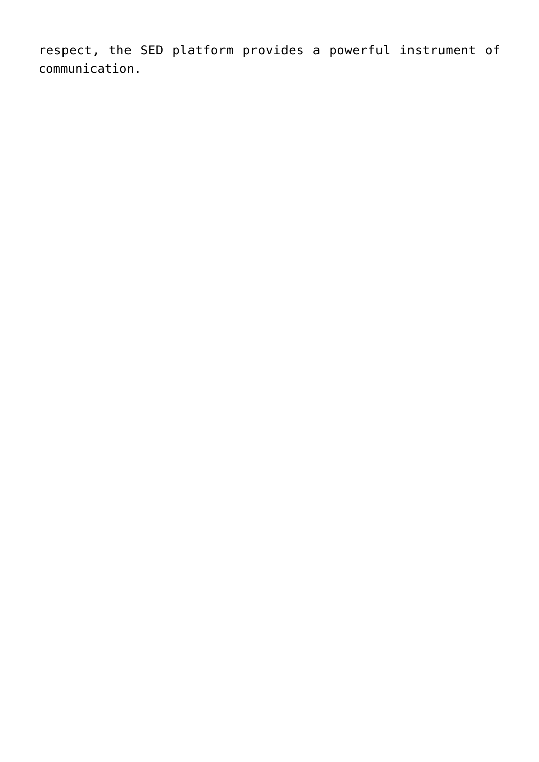respect, the SED platform provides a powerful instrument of communication.